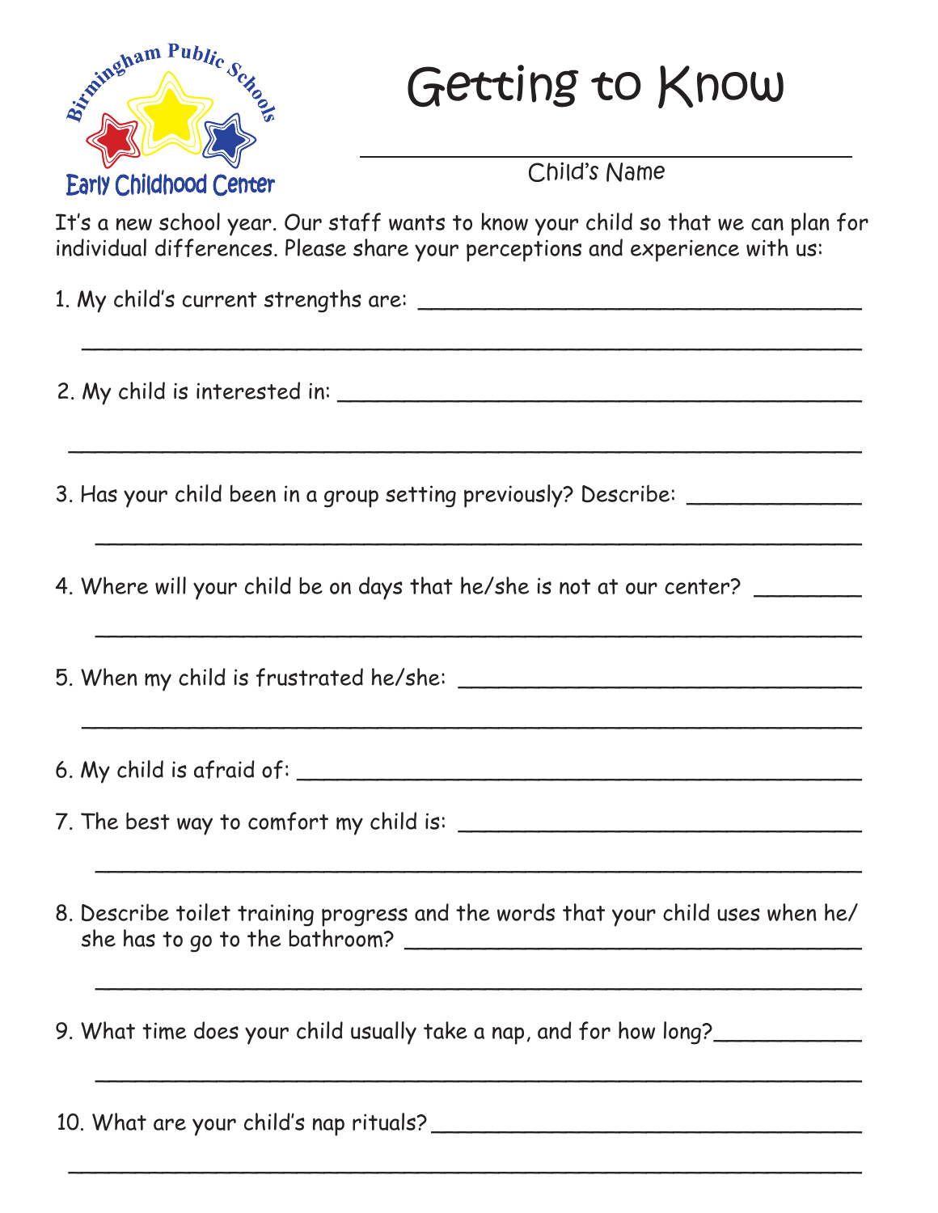Birmingham Public Schools

Early Childhood Center

# Getting to Know

\_\_\_\_\_\_\_\_\_\_\_\_\_\_\_\_\_\_\_\_\_\_\_\_\_\_\_\_\_\_\_\_\_\_\_\_\_\_\_\_

Child's Name

It's a new school year. Our staff wants to know your child so that we can plan for individual differences. Please share your perceptions and experience with us:

1. My child's current strengths are: \_\_\_\_\_\_\_\_\_\_\_\_\_\_\_\_\_\_\_\_\_\_\_\_\_\_\_\_\_\_\_\_\_\_\_\_
   \_\_\_\_\_\_\_\_\_\_\_\_\_\_\_\_\_\_\_\_\_\_\_\_\_\_\_\_\_\_\_\_\_\_\_\_\_\_\_\_\_\_\_\_\_\_\_\_\_\_\_\_\_\_\_\_\_\_\_\_

2. My child is interested in: \_\_\_\_\_\_\_\_\_\_\_\_\_\_\_\_\_\_\_\_\_\_\_\_\_\_\_\_\_\_\_\_\_\_\_\_\_\_\_\_\_\_
   \_\_\_\_\_\_\_\_\_\_\_\_\_\_\_\_\_\_\_\_\_\_\_\_\_\_\_\_\_\_\_\_\_\_\_\_\_\_\_\_\_\_\_\_\_\_\_\_\_\_\_\_\_\_\_\_\_\_\_\_

3. Has your child been in a group setting previously? Describe: \_\_\_\_\_\_\_\_\_\_\_\_\_\_
   \_\_\_\_\_\_\_\_\_\_\_\_\_\_\_\_\_\_\_\_\_\_\_\_\_\_\_\_\_\_\_\_\_\_\_\_\_\_\_\_\_\_\_\_\_\_\_\_\_\_\_\_\_\_\_\_\_\_\_\_

4. Where will your child be on days that he/she is not at our center? \_\_\_\_\_\_\_\_
   \_\_\_\_\_\_\_\_\_\_\_\_\_\_\_\_\_\_\_\_\_\_\_\_\_\_\_\_\_\_\_\_\_\_\_\_\_\_\_\_\_\_\_\_\_\_\_\_\_\_\_\_\_\_\_\_\_\_\_\_

5. When my child is frustrated he/she: \_\_\_\_\_\_\_\_\_\_\_\_\_\_\_\_\_\_\_\_\_\_\_\_\_\_\_\_\_\_\_\_\_
   \_\_\_\_\_\_\_\_\_\_\_\_\_\_\_\_\_\_\_\_\_\_\_\_\_\_\_\_\_\_\_\_\_\_\_\_\_\_\_\_\_\_\_\_\_\_\_\_\_\_\_\_\_\_\_\_\_\_\_\_

6. My child is afraid of: \_\_\_\_\_\_\_\_\_\_\_\_\_\_\_\_\_\_\_\_\_\_\_\_\_\_\_\_\_\_\_\_\_\_\_\_\_\_\_\_\_\_\_\_\_

7. The best way to comfort my child is: \_\_\_\_\_\_\_\_\_\_\_\_\_\_\_\_\_\_\_\_\_\_\_\_\_\_\_\_\_\_\_\_\_
   \_\_\_\_\_\_\_\_\_\_\_\_\_\_\_\_\_\_\_\_\_\_\_\_\_\_\_\_\_\_\_\_\_\_\_\_\_\_\_\_\_\_\_\_\_\_\_\_\_\_\_\_\_\_\_\_\_\_\_\_

8. Describe toilet training progress and the words that your child uses when he/she has to go to the bathroom? \_\_\_\_\_\_\_\_\_\_\_\_\_\_\_\_\_\_\_\_\_\_\_\_\_\_\_\_\_\_\_\_\_\_\_\_\_
   \_\_\_\_\_\_\_\_\_\_\_\_\_\_\_\_\_\_\_\_\_\_\_\_\_\_\_\_\_\_\_\_\_\_\_\_\_\_\_\_\_\_\_\_\_\_\_\_\_\_\_\_\_\_\_\_\_\_\_\_

9. What time does your child usually take a nap, and for how long?\_\_\_\_\_\_\_\_\_\_\_\_
   \_\_\_\_\_\_\_\_\_\_\_\_\_\_\_\_\_\_\_\_\_\_\_\_\_\_\_\_\_\_\_\_\_\_\_\_\_\_\_\_\_\_\_\_\_\_\_\_\_\_\_\_\_\_\_\_\_\_\_\_

10. What are your child's nap rituals?\_\_\_\_\_\_\_\_\_\_\_\_\_\_\_\_\_\_\_\_\_\_\_\_\_\_\_\_\_\_\_\_\_\_\_
    \_\_\_\_\_\_\_\_\_\_\_\_\_\_\_\_\_\_\_\_\_\_\_\_\_\_\_\_\_\_\_\_\_\_\_\_\_\_\_\_\_\_\_\_\_\_\_\_\_\_\_\_\_\_\_\_\_\_\_\_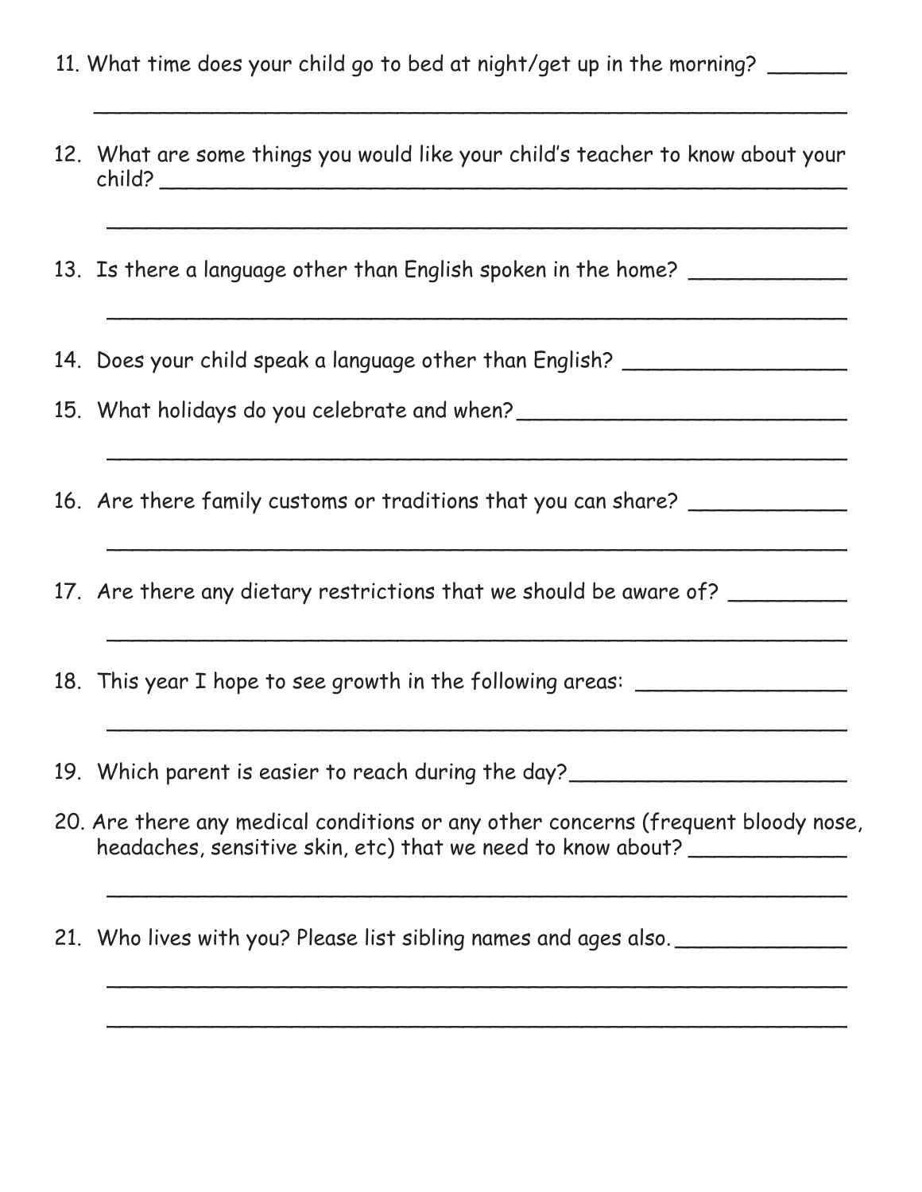11. What time does your child go to bed at night/get up in the morning? ______

    ____________________________________________________________

12. What are some things you would like your child's teacher to know about your child? ____________________________________________________________

    ____________________________________________________________

13. Is there a language other than English spoken in the home? ____________

    ____________________________________________________________

14. Does your child speak a language other than English? ________________

15. What holidays do you celebrate and when? ________________________

    ____________________________________________________________

16. Are there family customs or traditions that you can share? ____________

    ____________________________________________________________

17. Are there any dietary restrictions that we should be aware of? _________

    ____________________________________________________________

18. This year I hope to see growth in the following areas: ________________

    ____________________________________________________________

19. Which parent is easier to reach during the day? _____________________

20. Are there any medical conditions or any other concerns (frequent bloody nose, headaches, sensitive skin, etc) that we need to know about? ____________

    ____________________________________________________________

21. Who lives with you? Please list sibling names and ages also. _____________

    ____________________________________________________________

    ____________________________________________________________